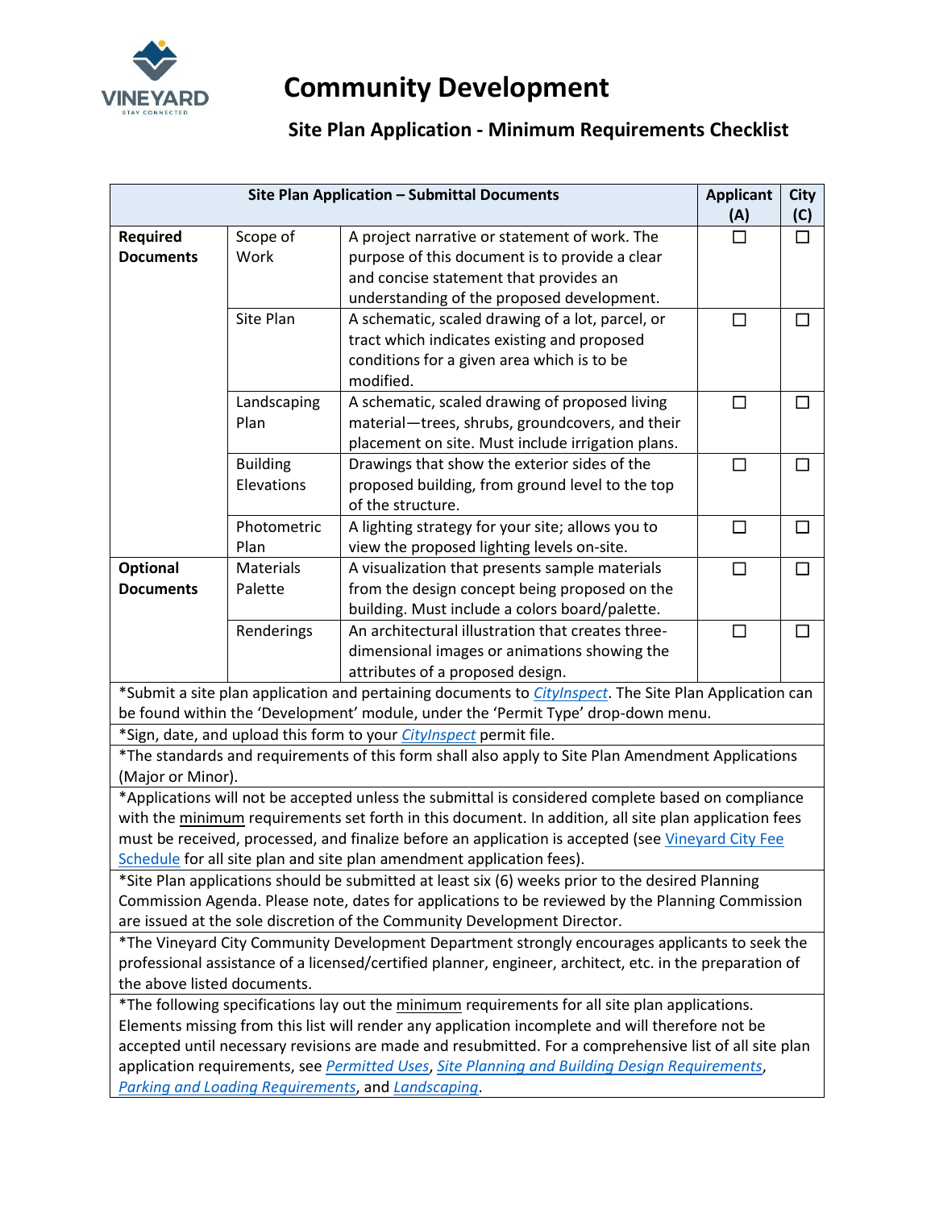# Community Development

## Site Plan Application - Minimum Requirements Checklist

| Site Plan Application – Submittal Documents | | | Applicant (A) | City (C) |
|---|---|---|---|---|
| **Required Documents** | Scope of Work | A project narrative or statement of work. The purpose of this document is to provide a clear and concise statement that provides an understanding of the proposed development. | ☐ | ☐ |
| | Site Plan | A schematic, scaled drawing of a lot, parcel, or tract which indicates existing and proposed conditions for a given area which is to be modified. | ☐ | ☐ |
| | Landscaping Plan | A schematic, scaled drawing of proposed living material—trees, shrubs, groundcovers, and their placement on site. Must include irrigation plans. | ☐ | ☐ |
| | Building Elevations | Drawings that show the exterior sides of the proposed building, from ground level to the top of the structure. | ☐ | ☐ |
| | Photometric Plan | A lighting strategy for your site; allows you to view the proposed lighting levels on-site. | ☐ | ☐ |
| **Optional Documents** | Materials Palette | A visualization that presents sample materials from the design concept being proposed on the building. Must include a colors board/palette. | ☐ | ☐ |
| | Renderings | An architectural illustration that creates three-dimensional images or animations showing the attributes of a proposed design. | ☐ | ☐ |

*Submit a site plan application and pertaining documents to *CityInspect*. The Site Plan Application can be found within the 'Development' module, under the 'Permit Type' drop-down menu.

*Sign, date, and upload this form to your *CityInspect* permit file.

*The standards and requirements of this form shall also apply to Site Plan Amendment Applications (Major or Minor).

*Applications will not be accepted unless the submittal is considered complete based on compliance with the minimum requirements set forth in this document. In addition, all site plan application fees must be received, processed, and finalize before an application is accepted (see Vineyard City Fee Schedule for all site plan and site plan amendment application fees).

*Site Plan applications should be submitted at least six (6) weeks prior to the desired Planning Commission Agenda. Please note, dates for applications to be reviewed by the Planning Commission are issued at the sole discretion of the Community Development Director.

*The Vineyard City Community Development Department strongly encourages applicants to seek the professional assistance of a licensed/certified planner, engineer, architect, etc. in the preparation of the above listed documents.

*The following specifications lay out the minimum requirements for all site plan applications. Elements missing from this list will render any application incomplete and will therefore not be accepted until necessary revisions are made and resubmitted. For a comprehensive list of all site plan application requirements, see *Permitted Uses*, *Site Planning and Building Design Requirements*, *Parking and Loading Requirements*, and *Landscaping*.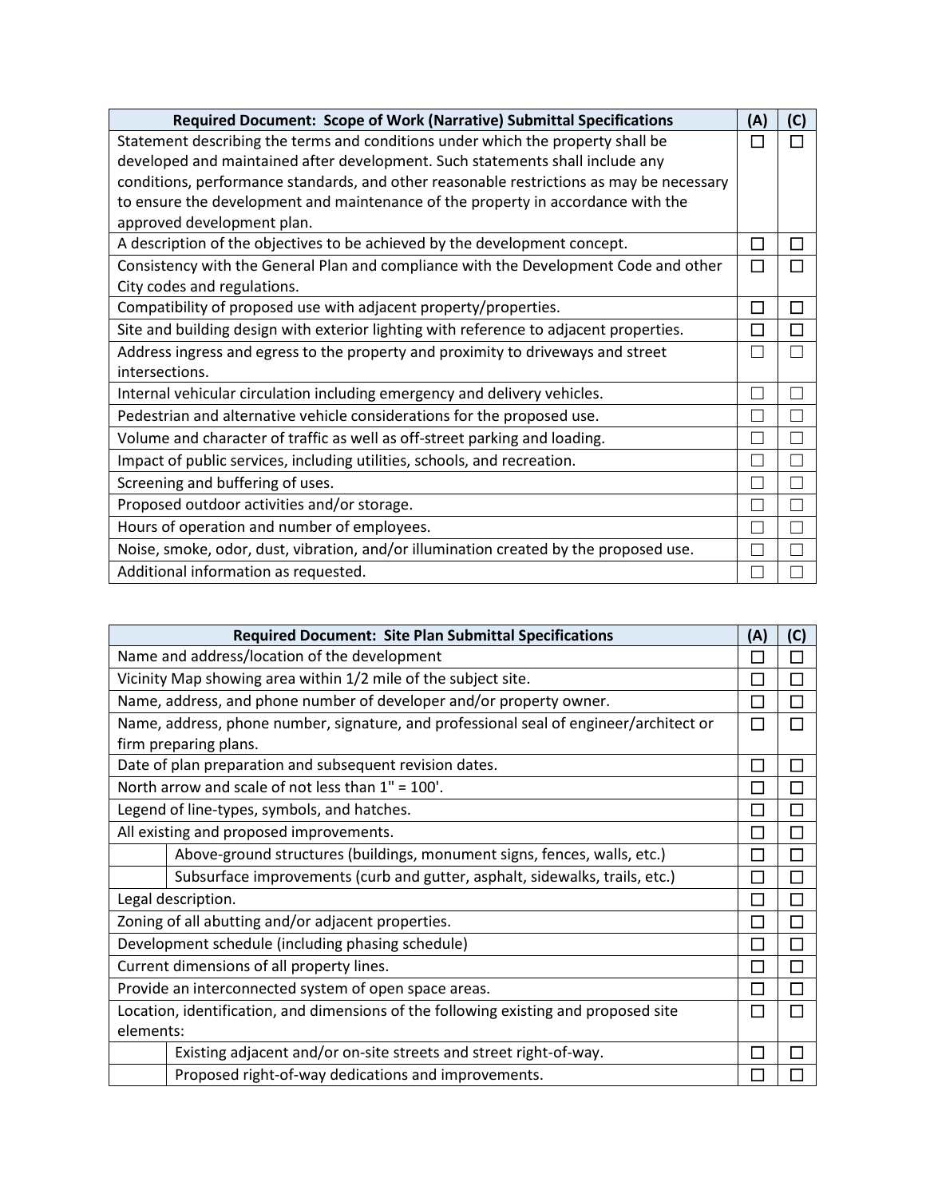| Required Document: Scope of Work (Narrative) Submittal Specifications | (A) | (C) |
|---|---|---|
| Statement describing the terms and conditions under which the property shall be developed and maintained after development. Such statements shall include any conditions, performance standards, and other reasonable restrictions as may be necessary to ensure the development and maintenance of the property in accordance with the approved development plan. | ☐ | ☐ |
| A description of the objectives to be achieved by the development concept. | ☐ | ☐ |
| Consistency with the General Plan and compliance with the Development Code and other City codes and regulations. | ☐ | ☐ |
| Compatibility of proposed use with adjacent property/properties. | ☐ | ☐ |
| Site and building design with exterior lighting with reference to adjacent properties. | ☐ | ☐ |
| Address ingress and egress to the property and proximity to driveways and street intersections. | ☐ | ☐ |
| Internal vehicular circulation including emergency and delivery vehicles. | ☐ | ☐ |
| Pedestrian and alternative vehicle considerations for the proposed use. | ☐ | ☐ |
| Volume and character of traffic as well as off-street parking and loading. | ☐ | ☐ |
| Impact of public services, including utilities, schools, and recreation. | ☐ | ☐ |
| Screening and buffering of uses. | ☐ | ☐ |
| Proposed outdoor activities and/or storage. | ☐ | ☐ |
| Hours of operation and number of employees. | ☐ | ☐ |
| Noise, smoke, odor, dust, vibration, and/or illumination created by the proposed use. | ☐ | ☐ |
| Additional information as requested. | ☐ | ☐ |

| Required Document: Site Plan Submittal Specifications | | (A) | (C) |
|---|---|---|---|
| Name and address/location of the development | | ☐ | ☐ |
| Vicinity Map showing area within 1/2 mile of the subject site. | | ☐ | ☐ |
| Name, address, and phone number of developer and/or property owner. | | ☐ | ☐ |
| Name, address, phone number, signature, and professional seal of engineer/architect or firm preparing plans. | | ☐ | ☐ |
| Date of plan preparation and subsequent revision dates. | | ☐ | ☐ |
| North arrow and scale of not less than 1" = 100'. | | ☐ | ☐ |
| Legend of line-types, symbols, and hatches. | | ☐ | ☐ |
| All existing and proposed improvements. | | ☐ | ☐ |
| | Above-ground structures (buildings, monument signs, fences, walls, etc.) | ☐ | ☐ |
| | Subsurface improvements (curb and gutter, asphalt, sidewalks, trails, etc.) | ☐ | ☐ |
| Legal description. | | ☐ | ☐ |
| Zoning of all abutting and/or adjacent properties. | | ☐ | ☐ |
| Development schedule (including phasing schedule) | | ☐ | ☐ |
| Current dimensions of all property lines. | | ☐ | ☐ |
| Provide an interconnected system of open space areas. | | ☐ | ☐ |
| Location, identification, and dimensions of the following existing and proposed site elements: | | ☐ | ☐ |
| | Existing adjacent and/or on-site streets and street right-of-way. | ☐ | ☐ |
| | Proposed right-of-way dedications and improvements. | ☐ | ☐ |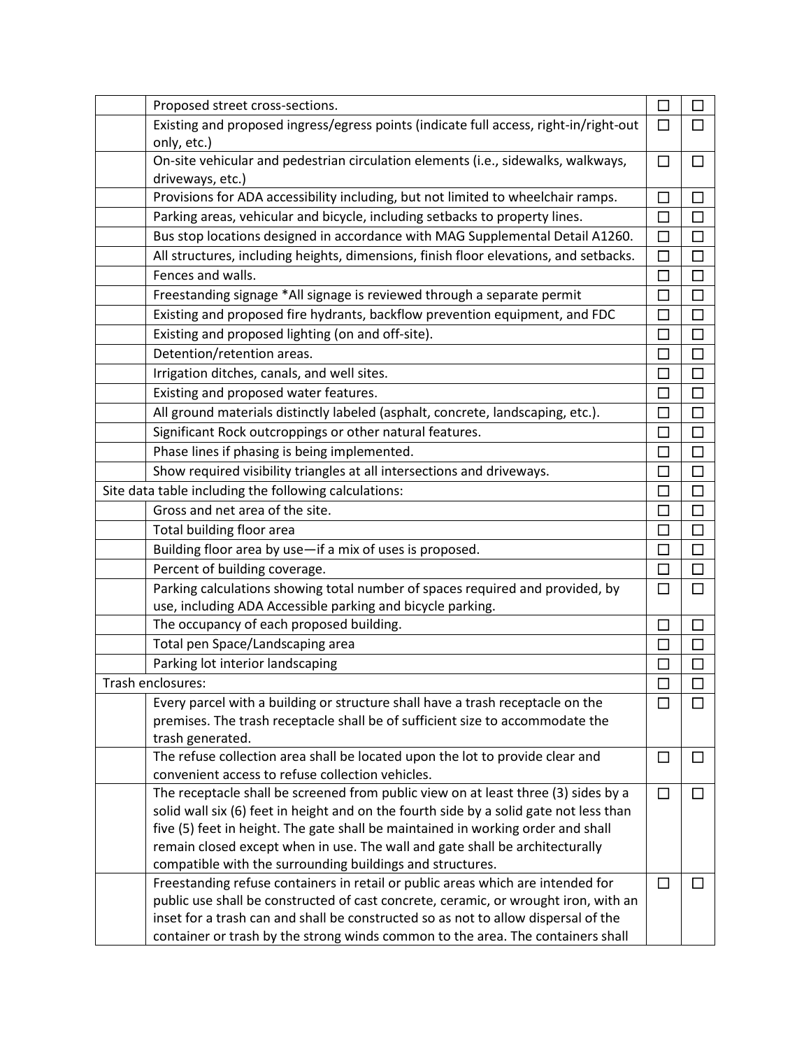| | | | |
|---|---|---|---|
| | Proposed street cross-sections. | ☐ | ☐ |
| | Existing and proposed ingress/egress points (indicate full access, right-in/right-out only, etc.) | ☐ | ☐ |
| | On-site vehicular and pedestrian circulation elements (i.e., sidewalks, walkways, driveways, etc.) | ☐ | ☐ |
| | Provisions for ADA accessibility including, but not limited to wheelchair ramps. | ☐ | ☐ |
| | Parking areas, vehicular and bicycle, including setbacks to property lines. | ☐ | ☐ |
| | Bus stop locations designed in accordance with MAG Supplemental Detail A1260. | ☐ | ☐ |
| | All structures, including heights, dimensions, finish floor elevations, and setbacks. | ☐ | ☐ |
| | Fences and walls. | ☐ | ☐ |
| | Freestanding signage *All signage is reviewed through a separate permit | ☐ | ☐ |
| | Existing and proposed fire hydrants, backflow prevention equipment, and FDC | ☐ | ☐ |
| | Existing and proposed lighting (on and off-site). | ☐ | ☐ |
| | Detention/retention areas. | ☐ | ☐ |
| | Irrigation ditches, canals, and well sites. | ☐ | ☐ |
| | Existing and proposed water features. | ☐ | ☐ |
| | All ground materials distinctly labeled (asphalt, concrete, landscaping, etc.). | ☐ | ☐ |
| | Significant Rock outcroppings or other natural features. | ☐ | ☐ |
| | Phase lines if phasing is being implemented. | ☐ | ☐ |
| | Show required visibility triangles at all intersections and driveways. | ☐ | ☐ |
| Site data table including the following calculations: | | ☐ | ☐ |
| | Gross and net area of the site. | ☐ | ☐ |
| | Total building floor area | ☐ | ☐ |
| | Building floor area by use—if a mix of uses is proposed. | ☐ | ☐ |
| | Percent of building coverage. | ☐ | ☐ |
| | Parking calculations showing total number of spaces required and provided, by use, including ADA Accessible parking and bicycle parking. | ☐ | ☐ |
| | The occupancy of each proposed building. | ☐ | ☐ |
| | Total pen Space/Landscaping area | ☐ | ☐ |
| | Parking lot interior landscaping | ☐ | ☐ |
| Trash enclosures: | | ☐ | ☐ |
| | Every parcel with a building or structure shall have a trash receptacle on the premises. The trash receptacle shall be of sufficient size to accommodate the trash generated. | ☐ | ☐ |
| | The refuse collection area shall be located upon the lot to provide clear and convenient access to refuse collection vehicles. | ☐ | ☐ |
| | The receptacle shall be screened from public view on at least three (3) sides by a solid wall six (6) feet in height and on the fourth side by a solid gate not less than five (5) feet in height. The gate shall be maintained in working order and shall remain closed except when in use. The wall and gate shall be architecturally compatible with the surrounding buildings and structures. | ☐ | ☐ |
| | Freestanding refuse containers in retail or public areas which are intended for public use shall be constructed of cast concrete, ceramic, or wrought iron, with an inset for a trash can and shall be constructed so as not to allow dispersal of the container or trash by the strong winds common to the area. The containers shall | ☐ | ☐ |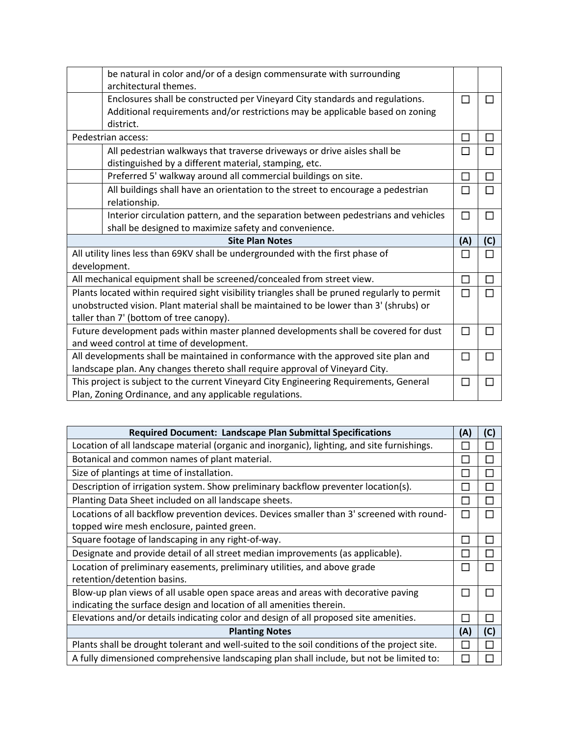| | | (A) | (C) |
|---|---|---|---|
| | be natural in color and/or of a design commensurate with surrounding architectural themes. | | |
| | Enclosures shall be constructed per Vineyard City standards and regulations. Additional requirements and/or restrictions may be applicable based on zoning district. | ☐ | ☐ |
| Pedestrian access: | | ☐ | ☐ |
| | All pedestrian walkways that traverse driveways or drive aisles shall be distinguished by a different material, stamping, etc. | ☐ | ☐ |
| | Preferred 5' walkway around all commercial buildings on site. | ☐ | ☐ |
| | All buildings shall have an orientation to the street to encourage a pedestrian relationship. | ☐ | ☐ |
| | Interior circulation pattern, and the separation between pedestrians and vehicles shall be designed to maximize safety and convenience. | ☐ | ☐ |

| **Site Plan Notes** | **(A)** | **(C)** |
|---|---|---|
| All utility lines less than 69KV shall be undergrounded with the first phase of development. | ☐ | ☐ |
| All mechanical equipment shall be screened/concealed from street view. | ☐ | ☐ |
| Plants located within required sight visibility triangles shall be pruned regularly to permit unobstructed vision. Plant material shall be maintained to be lower than 3' (shrubs) or taller than 7' (bottom of tree canopy). | ☐ | ☐ |
| Future development pads within master planned developments shall be covered for dust and weed control at time of development. | ☐ | ☐ |
| All developments shall be maintained in conformance with the approved site plan and landscape plan. Any changes thereto shall require approval of Vineyard City. | ☐ | ☐ |
| This project is subject to the current Vineyard City Engineering Requirements, General Plan, Zoning Ordinance, and any applicable regulations. | ☐ | ☐ |

| **Required Document: Landscape Plan Submittal Specifications** | **(A)** | **(C)** |
|---|---|---|
| Location of all landscape material (organic and inorganic), lighting, and site furnishings. | ☐ | ☐ |
| Botanical and common names of plant material. | ☐ | ☐ |
| Size of plantings at time of installation. | ☐ | ☐ |
| Description of irrigation system. Show preliminary backflow preventer location(s). | ☐ | ☐ |
| Planting Data Sheet included on all landscape sheets. | ☐ | ☐ |
| Locations of all backflow prevention devices. Devices smaller than 3' screened with round-topped wire mesh enclosure, painted green. | ☐ | ☐ |
| Square footage of landscaping in any right-of-way. | ☐ | ☐ |
| Designate and provide detail of all street median improvements (as applicable). | ☐ | ☐ |
| Location of preliminary easements, preliminary utilities, and above grade retention/detention basins. | ☐ | ☐ |
| Blow-up plan views of all usable open space areas and areas with decorative paving indicating the surface design and location of all amenities therein. | ☐ | ☐ |
| Elevations and/or details indicating color and design of all proposed site amenities. | ☐ | ☐ |
| **Planting Notes** | **(A)** | **(C)** |
| Plants shall be drought tolerant and well-suited to the soil conditions of the project site. | ☐ | ☐ |
| A fully dimensioned comprehensive landscaping plan shall include, but not be limited to: | ☐ | ☐ |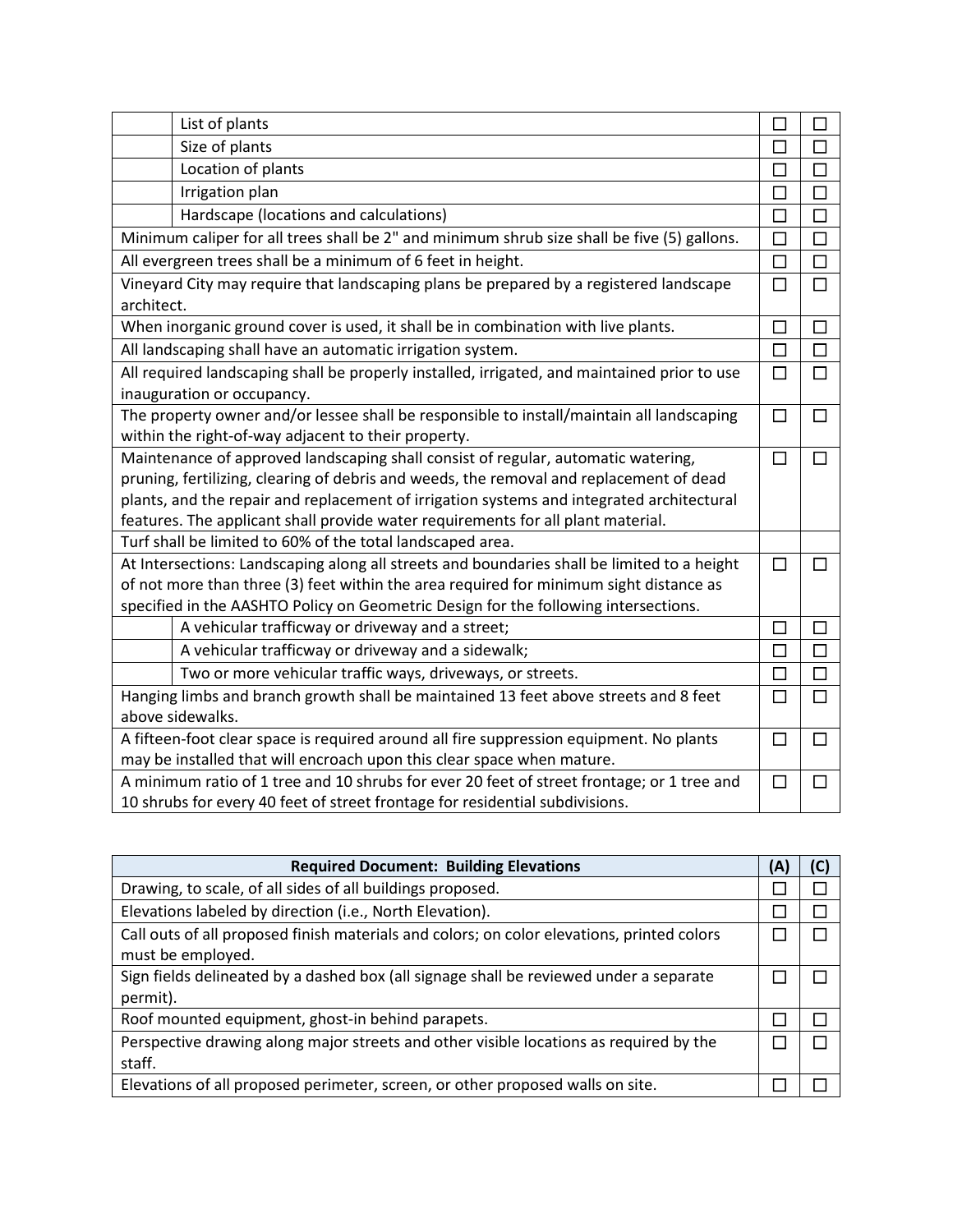| | | | |
|---|---|---|---|
| | List of plants | ☐ | ☐ |
| | Size of plants | ☐ | ☐ |
| | Location of plants | ☐ | ☐ |
| | Irrigation plan | ☐ | ☐ |
| | Hardscape (locations and calculations) | ☐ | ☐ |
| Minimum caliper for all trees shall be 2" and minimum shrub size shall be five (5) gallons. | | ☐ | ☐ |
| All evergreen trees shall be a minimum of 6 feet in height. | | ☐ | ☐ |
| Vineyard City may require that landscaping plans be prepared by a registered landscape architect. | | ☐ | ☐ |
| When inorganic ground cover is used, it shall be in combination with live plants. | | ☐ | ☐ |
| All landscaping shall have an automatic irrigation system. | | ☐ | ☐ |
| All required landscaping shall be properly installed, irrigated, and maintained prior to use inauguration or occupancy. | | ☐ | ☐ |
| The property owner and/or lessee shall be responsible to install/maintain all landscaping within the right-of-way adjacent to their property. | | ☐ | ☐ |
| Maintenance of approved landscaping shall consist of regular, automatic watering, pruning, fertilizing, clearing of debris and weeds, the removal and replacement of dead plants, and the repair and replacement of irrigation systems and integrated architectural features. The applicant shall provide water requirements for all plant material. | | ☐ | ☐ |
| Turf shall be limited to 60% of the total landscaped area. | | | |
| At Intersections: Landscaping along all streets and boundaries shall be limited to a height of not more than three (3) feet within the area required for minimum sight distance as specified in the AASHTO Policy on Geometric Design for the following intersections. | | ☐ | ☐ |
| | A vehicular trafficway or driveway and a street; | ☐ | ☐ |
| | A vehicular trafficway or driveway and a sidewalk; | ☐ | ☐ |
| | Two or more vehicular traffic ways, driveways, or streets. | ☐ | ☐ |
| Hanging limbs and branch growth shall be maintained 13 feet above streets and 8 feet above sidewalks. | | ☐ | ☐ |
| A fifteen-foot clear space is required around all fire suppression equipment. No plants may be installed that will encroach upon this clear space when mature. | | ☐ | ☐ |
| A minimum ratio of 1 tree and 10 shrubs for ever 20 feet of street frontage; or 1 tree and 10 shrubs for every 40 feet of street frontage for residential subdivisions. | | ☐ | ☐ |

| Required Document: Building Elevations | (A) | (C) |
|---|---|---|
| Drawing, to scale, of all sides of all buildings proposed. | ☐ | ☐ |
| Elevations labeled by direction (i.e., North Elevation). | ☐ | ☐ |
| Call outs of all proposed finish materials and colors; on color elevations, printed colors must be employed. | ☐ | ☐ |
| Sign fields delineated by a dashed box (all signage shall be reviewed under a separate permit). | ☐ | ☐ |
| Roof mounted equipment, ghost-in behind parapets. | ☐ | ☐ |
| Perspective drawing along major streets and other visible locations as required by the staff. | ☐ | ☐ |
| Elevations of all proposed perimeter, screen, or other proposed walls on site. | ☐ | ☐ |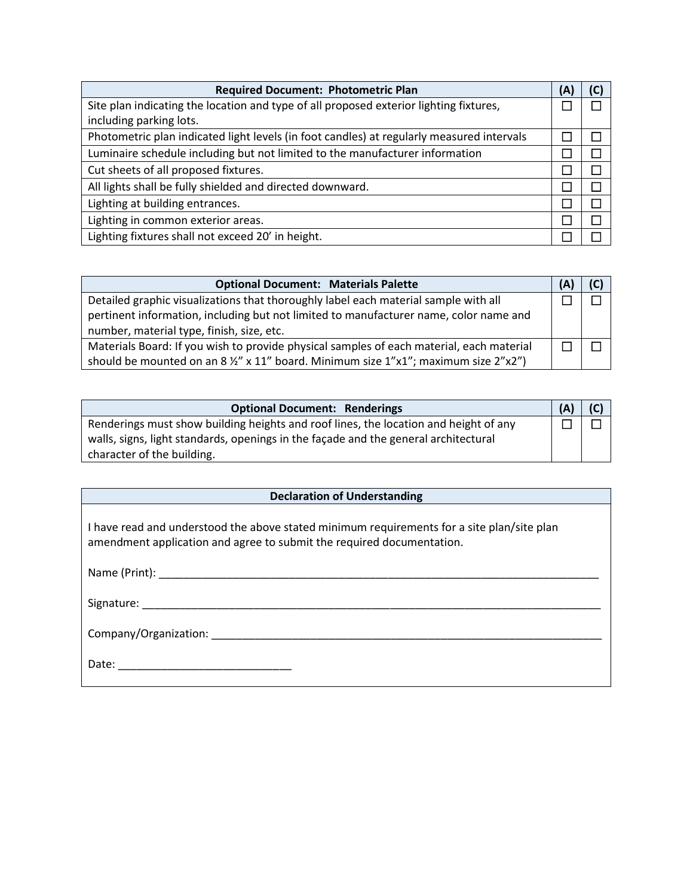| Required Document: Photometric Plan | (A) | (C) |
|---|---|---|
| Site plan indicating the location and type of all proposed exterior lighting fixtures, including parking lots. | ☐ | ☐ |
| Photometric plan indicated light levels (in foot candles) at regularly measured intervals | ☐ | ☐ |
| Luminaire schedule including but not limited to the manufacturer information | ☐ | ☐ |
| Cut sheets of all proposed fixtures. | ☐ | ☐ |
| All lights shall be fully shielded and directed downward. | ☐ | ☐ |
| Lighting at building entrances. | ☐ | ☐ |
| Lighting in common exterior areas. | ☐ | ☐ |
| Lighting fixtures shall not exceed 20' in height. | ☐ | ☐ |

| Optional Document: Materials Palette | (A) | (C) |
|---|---|---|
| Detailed graphic visualizations that thoroughly label each material sample with all pertinent information, including but not limited to manufacturer name, color name and number, material type, finish, size, etc. | ☐ | ☐ |
| Materials Board: If you wish to provide physical samples of each material, each material should be mounted on an 8 ½" x 11" board. Minimum size 1"x1"; maximum size 2"x2") | ☐ | ☐ |

| Optional Document: Renderings | (A) | (C) |
|---|---|---|
| Renderings must show building heights and roof lines, the location and height of any walls, signs, light standards, openings in the façade and the general architectural character of the building. | ☐ | ☐ |

**Declaration of Understanding**

I have read and understood the above stated minimum requirements for a site plan/site plan amendment application and agree to submit the required documentation.

Name (Print): ___________________________________________________________________________

Signature: ______________________________________________________________________________

Company/Organization: ___________________________________________________________________

Date: ____________________________